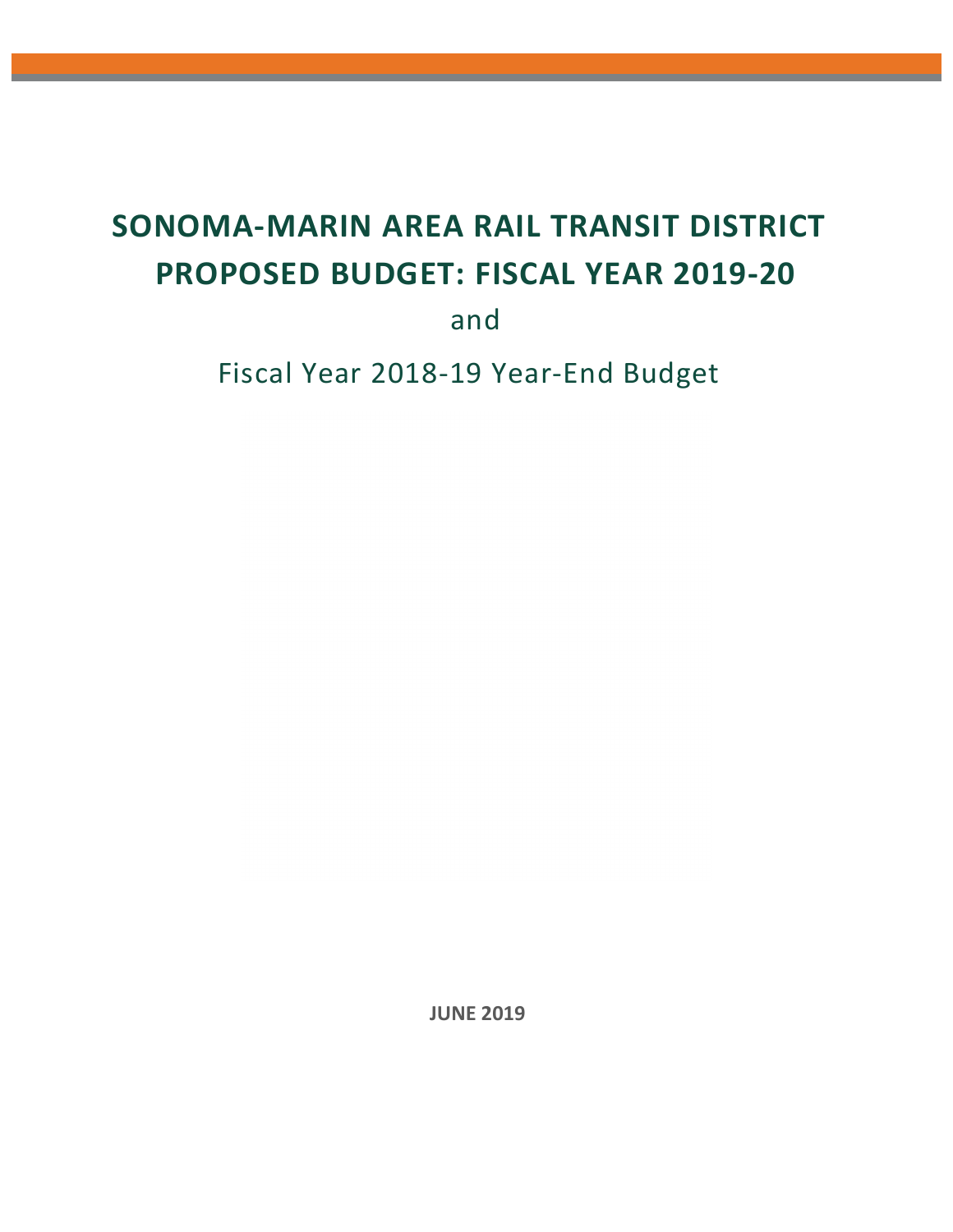# SONOMA-MARIN AREA RAIL TRANSIT DISTRICT
# PROPOSED BUDGET: FISCAL YEAR 2019-20

and

Fiscal Year 2018-19 Year-End Budget

**JUNE 2019**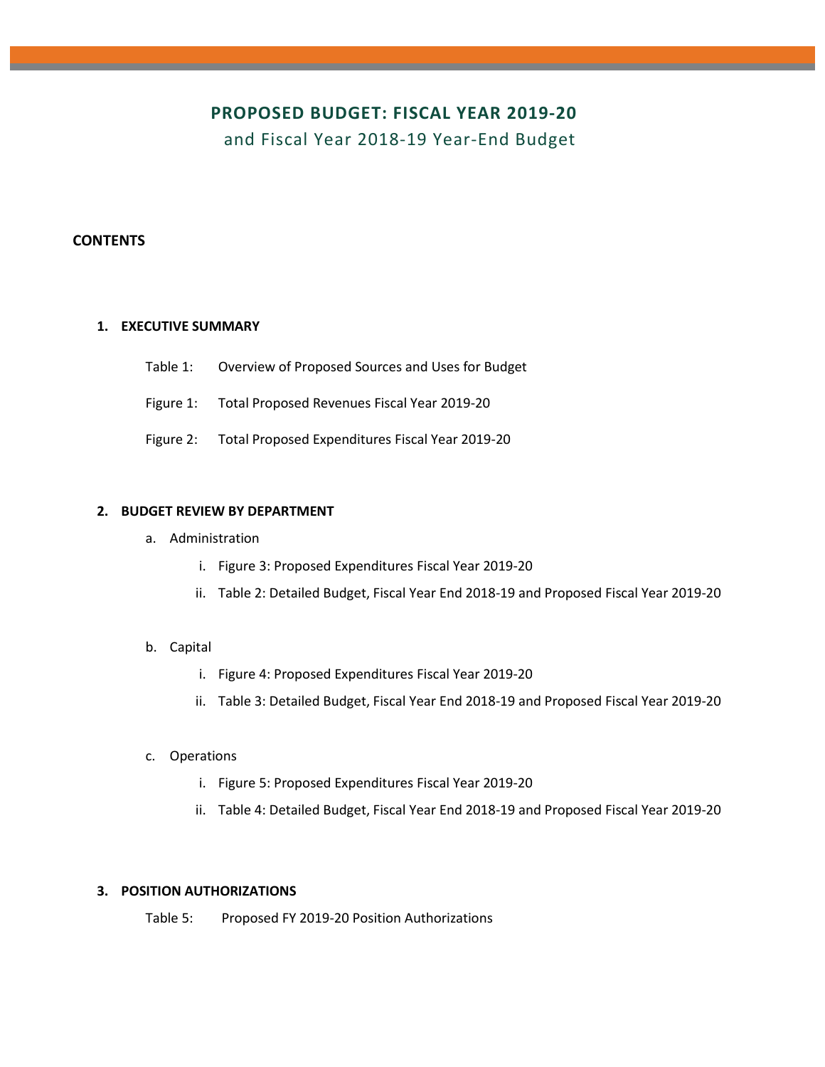# PROPOSED BUDGET: FISCAL YEAR 2019-20

## and Fiscal Year 2018-19 Year-End Budget

**CONTENTS**

1. **EXECUTIVE SUMMARY**

   Table 1: Overview of Proposed Sources and Uses for Budget

   Figure 1: Total Proposed Revenues Fiscal Year 2019-20

   Figure 2: Total Proposed Expenditures Fiscal Year 2019-20

2. **BUDGET REVIEW BY DEPARTMENT**

   a. Administration

      i. Figure 3: Proposed Expenditures Fiscal Year 2019-20

      ii. Table 2: Detailed Budget, Fiscal Year End 2018-19 and Proposed Fiscal Year 2019-20

   b. Capital

      i. Figure 4: Proposed Expenditures Fiscal Year 2019-20

      ii. Table 3: Detailed Budget, Fiscal Year End 2018-19 and Proposed Fiscal Year 2019-20

   c. Operations

      i. Figure 5: Proposed Expenditures Fiscal Year 2019-20

      ii. Table 4: Detailed Budget, Fiscal Year End 2018-19 and Proposed Fiscal Year 2019-20

3. **POSITION AUTHORIZATIONS**

   Table 5: Proposed FY 2019-20 Position Authorizations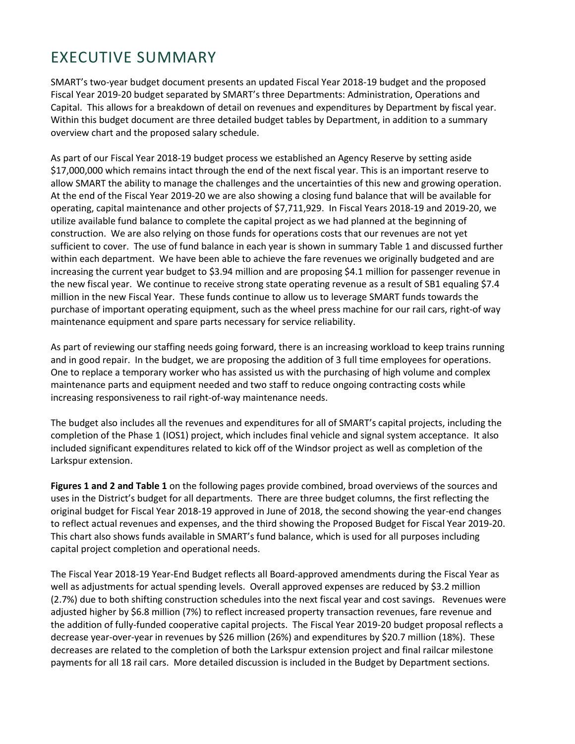# EXECUTIVE SUMMARY

SMART's two-year budget document presents an updated Fiscal Year 2018-19 budget and the proposed Fiscal Year 2019-20 budget separated by SMART's three Departments: Administration, Operations and Capital. This allows for a breakdown of detail on revenues and expenditures by Department by fiscal year. Within this budget document are three detailed budget tables by Department, in addition to a summary overview chart and the proposed salary schedule.

As part of our Fiscal Year 2018-19 budget process we established an Agency Reserve by setting aside \$17,000,000 which remains intact through the end of the next fiscal year. This is an important reserve to allow SMART the ability to manage the challenges and the uncertainties of this new and growing operation. At the end of the Fiscal Year 2019-20 we are also showing a closing fund balance that will be available for operating, capital maintenance and other projects of \$7,711,929. In Fiscal Years 2018-19 and 2019-20, we utilize available fund balance to complete the capital project as we had planned at the beginning of construction. We are also relying on those funds for operations costs that our revenues are not yet sufficient to cover. The use of fund balance in each year is shown in summary Table 1 and discussed further within each department. We have been able to achieve the fare revenues we originally budgeted and are increasing the current year budget to \$3.94 million and are proposing \$4.1 million for passenger revenue in the new fiscal year. We continue to receive strong state operating revenue as a result of SB1 equaling \$7.4 million in the new Fiscal Year. These funds continue to allow us to leverage SMART funds towards the purchase of important operating equipment, such as the wheel press machine for our rail cars, right-of way maintenance equipment and spare parts necessary for service reliability.

As part of reviewing our staffing needs going forward, there is an increasing workload to keep trains running and in good repair. In the budget, we are proposing the addition of 3 full time employees for operations. One to replace a temporary worker who has assisted us with the purchasing of high volume and complex maintenance parts and equipment needed and two staff to reduce ongoing contracting costs while increasing responsiveness to rail right-of-way maintenance needs.

The budget also includes all the revenues and expenditures for all of SMART's capital projects, including the completion of the Phase 1 (IOS1) project, which includes final vehicle and signal system acceptance. It also included significant expenditures related to kick off of the Windsor project as well as completion of the Larkspur extension.

**Figures 1 and 2 and Table 1** on the following pages provide combined, broad overviews of the sources and uses in the District's budget for all departments. There are three budget columns, the first reflecting the original budget for Fiscal Year 2018-19 approved in June of 2018, the second showing the year-end changes to reflect actual revenues and expenses, and the third showing the Proposed Budget for Fiscal Year 2019-20. This chart also shows funds available in SMART's fund balance, which is used for all purposes including capital project completion and operational needs.

The Fiscal Year 2018-19 Year-End Budget reflects all Board-approved amendments during the Fiscal Year as well as adjustments for actual spending levels. Overall approved expenses are reduced by \$3.2 million (2.7%) due to both shifting construction schedules into the next fiscal year and cost savings. Revenues were adjusted higher by \$6.8 million (7%) to reflect increased property transaction revenues, fare revenue and the addition of fully-funded cooperative capital projects. The Fiscal Year 2019-20 budget proposal reflects a decrease year-over-year in revenues by \$26 million (26%) and expenditures by \$20.7 million (18%). These decreases are related to the completion of both the Larkspur extension project and final railcar milestone payments for all 18 rail cars. More detailed discussion is included in the Budget by Department sections.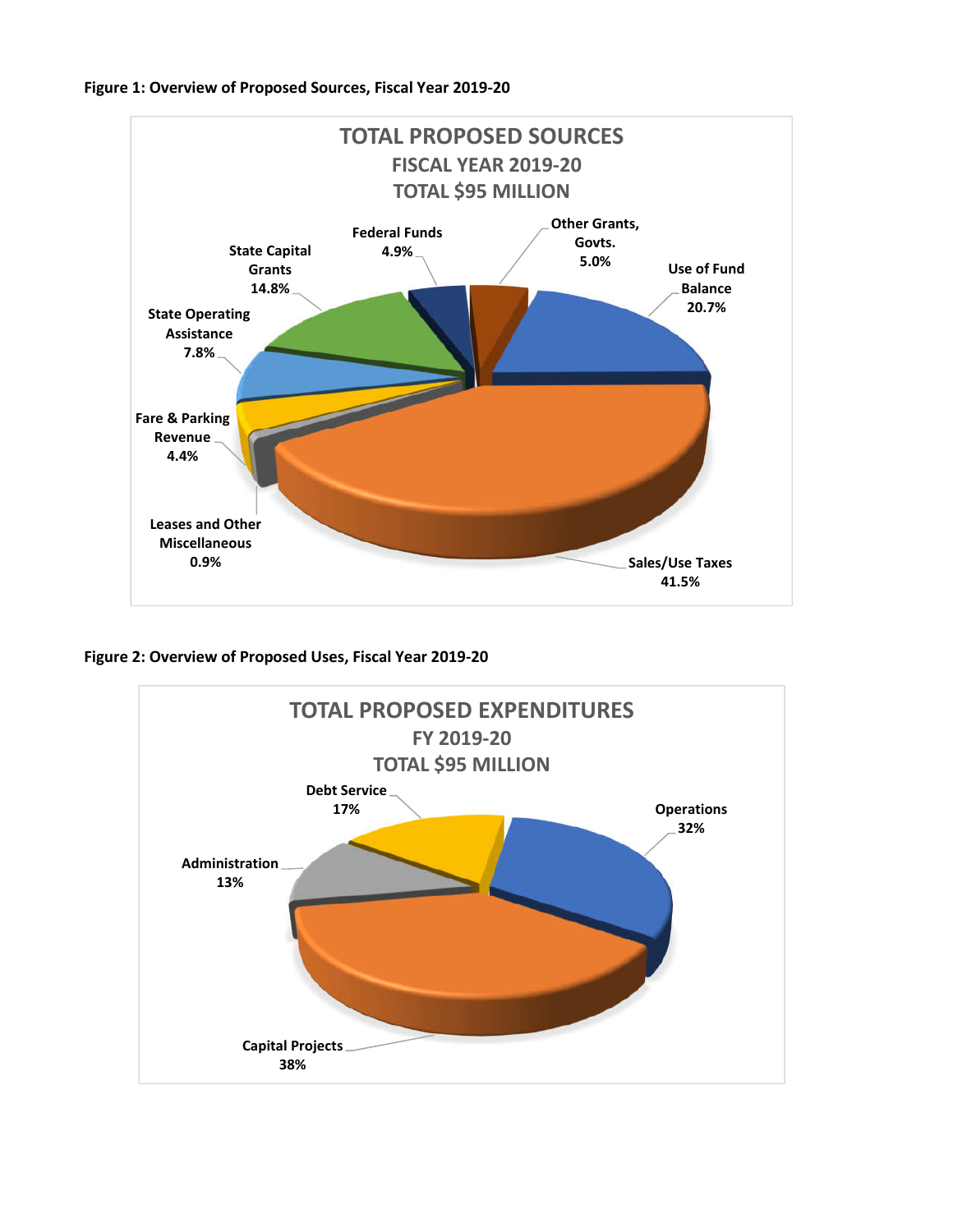**Figure 1: Overview of Proposed Sources, Fiscal Year 2019-20**

TOTAL PROPOSED SOURCES
FISCAL YEAR 2019-20
TOTAL $95 MILLION

| Source | Percent |
|---|---|
| Sales/Use Taxes | 41.5% |
| Use of Fund Balance | 20.7% |
| State Capital Grants | 14.8% |
| State Operating Assistance | 7.8% |
| Other Grants, Govts. | 5.0% |
| Federal Funds | 4.9% |
| Fare & Parking Revenue | 4.4% |
| Leases and Other Miscellaneous | 0.9% |

**Figure 2: Overview of Proposed Uses, Fiscal Year 2019-20**

TOTAL PROPOSED EXPENDITURES
FY 2019-20
TOTAL $95 MILLION

| Use | Percent |
|---|---|
| Capital Projects | 38% |
| Operations | 32% |
| Debt Service | 17% |
| Administration | 13% |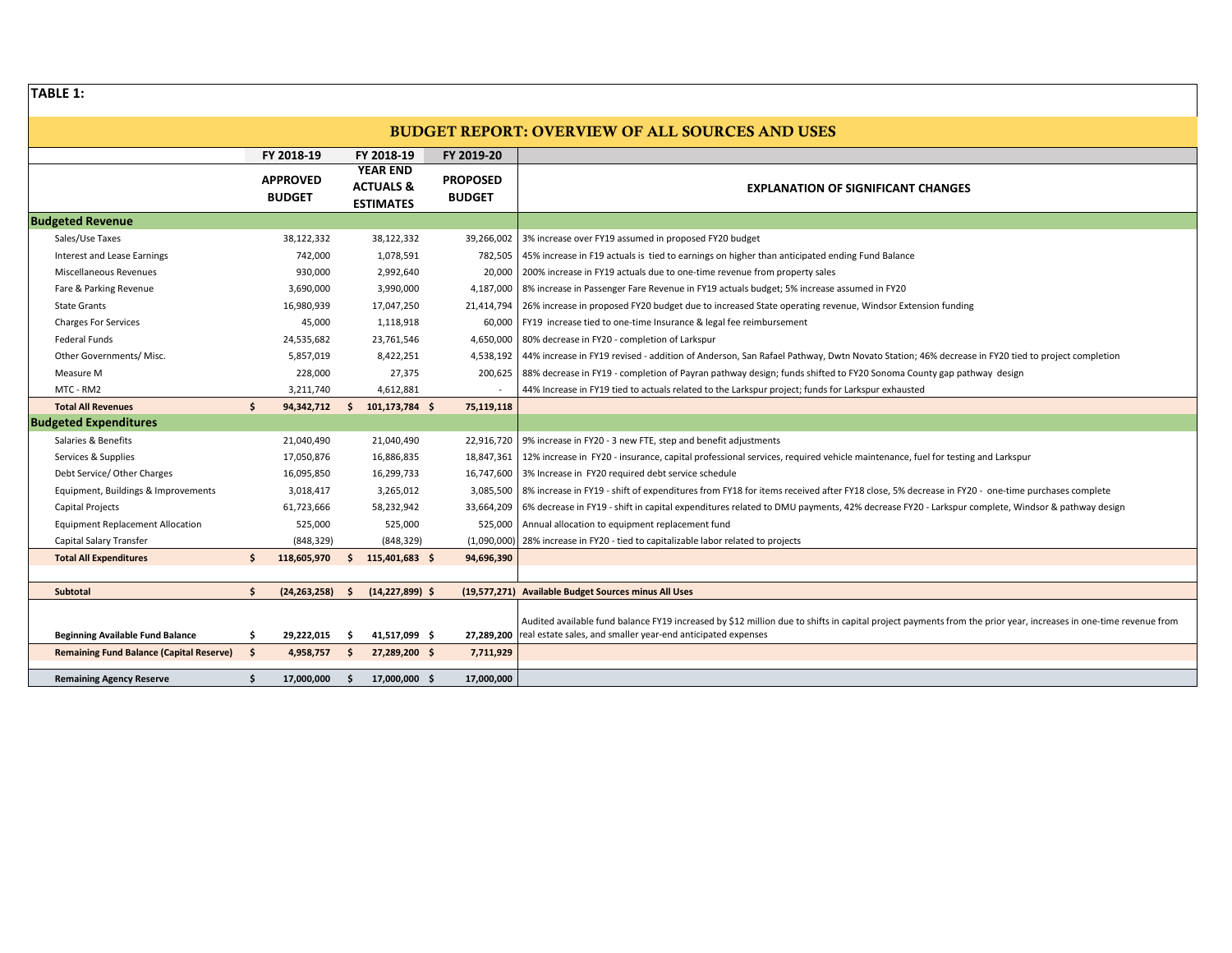**TABLE 1:**

## BUDGET REPORT: OVERVIEW OF ALL SOURCES AND USES

| | FY 2018-19 | FY 2018-19 | FY 2019-20 | |
|---|---|---|---|---|
| | APPROVED BUDGET | YEAR END ACTUALS & ESTIMATES | PROPOSED BUDGET | EXPLANATION OF SIGNIFICANT CHANGES |
| **Budgeted Revenue** | | | | |
| Sales/Use Taxes | 38,122,332 | 38,122,332 | 39,266,002 | 3% increase over FY19 assumed in proposed FY20 budget |
| Interest and Lease Earnings | 742,000 | 1,078,591 | 782,505 | 45% increase in F19 actuals is tied to earnings on higher than anticipated ending Fund Balance |
| Miscellaneous Revenues | 930,000 | 2,992,640 | 20,000 | 200% increase in FY19 actuals due to one-time revenue from property sales |
| Fare & Parking Revenue | 3,690,000 | 3,990,000 | 4,187,000 | 8% increase in Passenger Fare Revenue in FY19 actuals budget; 5% increase assumed in FY20 |
| State Grants | 16,980,939 | 17,047,250 | 21,414,794 | 26% increase in proposed FY20 budget due to increased State operating revenue, Windsor Extension funding |
| Charges For Services | 45,000 | 1,118,918 | 60,000 | FY19 increase tied to one-time Insurance & legal fee reimbursement |
| Federal Funds | 24,535,682 | 23,761,546 | 4,650,000 | 80% decrease in FY20 - completion of Larkspur |
| Other Governments/ Misc. | 5,857,019 | 8,422,251 | 4,538,192 | 44% increase in FY19 revised - addition of Anderson, San Rafael Pathway, Dwtn Novato Station; 46% decrease in FY20 tied to project completion |
| Measure M | 228,000 | 27,375 | 200,625 | 88% decrease in FY19 - completion of Payran pathway design; funds shifted to FY20 Sonoma County gap pathway design |
| MTC - RM2 | 3,211,740 | 4,612,881 | - | 44% Increase in FY19 tied to actuals related to the Larkspur project; funds for Larkspur exhausted |
| **Total All Revenues** | **$ 94,342,712** | **$ 101,173,784** | **$ 75,119,118** | |
| **Budgeted Expenditures** | | | | |
| Salaries & Benefits | 21,040,490 | 21,040,490 | 22,916,720 | 9% increase in FY20 - 3 new FTE, step and benefit adjustments |
| Services & Supplies | 17,050,876 | 16,886,835 | 18,847,361 | 12% increase in FY20 - insurance, capital professional services, required vehicle maintenance, fuel for testing and Larkspur |
| Debt Service/ Other Charges | 16,095,850 | 16,299,733 | 16,747,600 | 3% Increase in FY20 required debt service schedule |
| Equipment, Buildings & Improvements | 3,018,417 | 3,265,012 | 3,085,500 | 8% increase in FY19 - shift of expenditures from FY18 for items received after FY18 close, 5% decrease in FY20 - one-time purchases complete |
| Capital Projects | 61,723,666 | 58,232,942 | 33,664,209 | 6% decrease in FY19 - shift in capital expenditures related to DMU payments, 42% decrease FY20 - Larkspur complete, Windsor & pathway design |
| Equipment Replacement Allocation | 525,000 | 525,000 | 525,000 | Annual allocation to equipment replacement fund |
| Capital Salary Transfer | (848,329) | (848,329) | (1,090,000) | 28% increase in FY20 - tied to capitalizable labor related to projects |
| **Total All Expenditures** | **$ 118,605,970** | **$ 115,401,683** | **$ 94,696,390** | |
| **Subtotal** | **$ (24,263,258)** | **$ (14,227,899)** | **$ (19,577,271)** | **Available Budget Sources minus All Uses** |
| **Beginning Available Fund Balance** | **$ 29,222,015** | **$ 41,517,099** | **$ 27,289,200** | Audited available fund balance FY19 increased by $12 million due to shifts in capital project payments from the prior year, increases in one-time revenue from real estate sales, and smaller year-end anticipated expenses |
| **Remaining Fund Balance (Capital Reserve)** | **$ 4,958,757** | **$ 27,289,200** | **$ 7,711,929** | |
| **Remaining Agency Reserve** | **$ 17,000,000** | **$ 17,000,000** | **$ 17,000,000** | |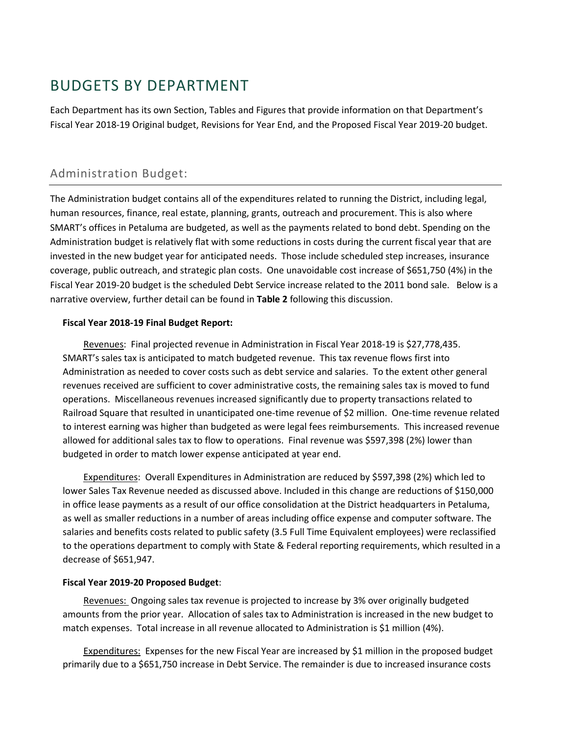# BUDGETS BY DEPARTMENT

Each Department has its own Section, Tables and Figures that provide information on that Department's Fiscal Year 2018-19 Original budget, Revisions for Year End, and the Proposed Fiscal Year 2019-20 budget.

## Administration Budget:

The Administration budget contains all of the expenditures related to running the District, including legal, human resources, finance, real estate, planning, grants, outreach and procurement. This is also where SMART's offices in Petaluma are budgeted, as well as the payments related to bond debt. Spending on the Administration budget is relatively flat with some reductions in costs during the current fiscal year that are invested in the new budget year for anticipated needs. Those include scheduled step increases, insurance coverage, public outreach, and strategic plan costs. One unavoidable cost increase of $651,750 (4%) in the Fiscal Year 2019-20 budget is the scheduled Debt Service increase related to the 2011 bond sale. Below is a narrative overview, further detail can be found in **Table 2** following this discussion.

**Fiscal Year 2018-19 Final Budget Report:**

Revenues: Final projected revenue in Administration in Fiscal Year 2018-19 is $27,778,435. SMART's sales tax is anticipated to match budgeted revenue. This tax revenue flows first into Administration as needed to cover costs such as debt service and salaries. To the extent other general revenues received are sufficient to cover administrative costs, the remaining sales tax is moved to fund operations. Miscellaneous revenues increased significantly due to property transactions related to Railroad Square that resulted in unanticipated one-time revenue of $2 million. One-time revenue related to interest earning was higher than budgeted as were legal fees reimbursements. This increased revenue allowed for additional sales tax to flow to operations. Final revenue was $597,398 (2%) lower than budgeted in order to match lower expense anticipated at year end.

Expenditures: Overall Expenditures in Administration are reduced by $597,398 (2%) which led to lower Sales Tax Revenue needed as discussed above. Included in this change are reductions of $150,000 in office lease payments as a result of our office consolidation at the District headquarters in Petaluma, as well as smaller reductions in a number of areas including office expense and computer software. The salaries and benefits costs related to public safety (3.5 Full Time Equivalent employees) were reclassified to the operations department to comply with State & Federal reporting requirements, which resulted in a decrease of $651,947.

**Fiscal Year 2019-20 Proposed Budget**:

Revenues: Ongoing sales tax revenue is projected to increase by 3% over originally budgeted amounts from the prior year. Allocation of sales tax to Administration is increased in the new budget to match expenses. Total increase in all revenue allocated to Administration is $1 million (4%).

Expenditures: Expenses for the new Fiscal Year are increased by $1 million in the proposed budget primarily due to a $651,750 increase in Debt Service. The remainder is due to increased insurance costs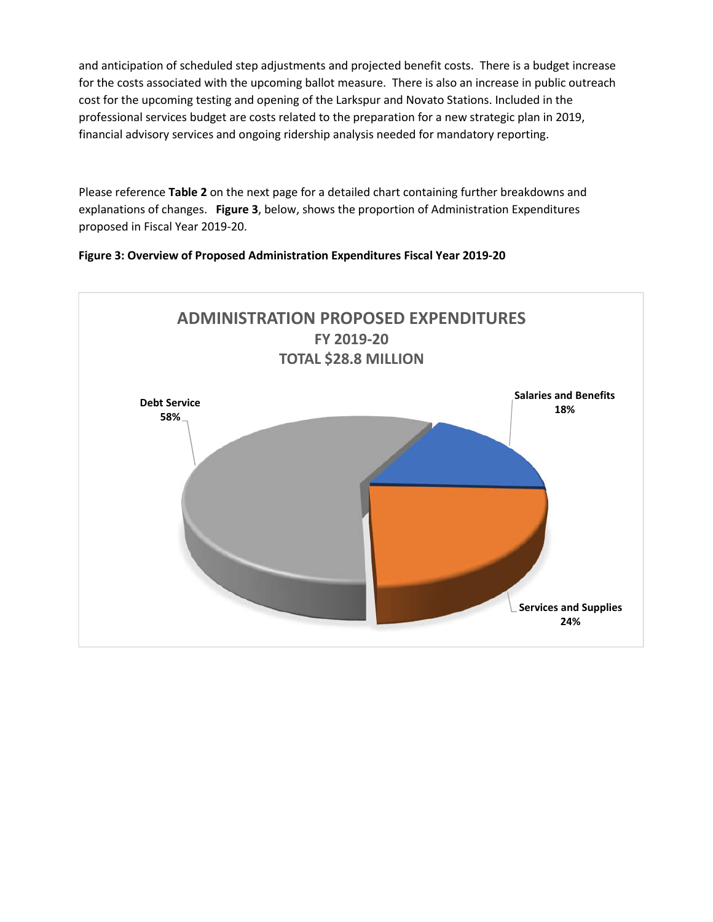and anticipation of scheduled step adjustments and projected benefit costs. There is a budget increase for the costs associated with the upcoming ballot measure. There is also an increase in public outreach cost for the upcoming testing and opening of the Larkspur and Novato Stations. Included in the professional services budget are costs related to the preparation for a new strategic plan in 2019, financial advisory services and ongoing ridership analysis needed for mandatory reporting.

Please reference **Table 2** on the next page for a detailed chart containing further breakdowns and explanations of changes. **Figure 3**, below, shows the proportion of Administration Expenditures proposed in Fiscal Year 2019-20.

**Figure 3: Overview of Proposed Administration Expenditures Fiscal Year 2019-20**

**ADMINISTRATION PROPOSED EXPENDITURES**
**FY 2019-20**
**TOTAL $28.8 MILLION**

| Category | Percentage |
|---|---|
| Debt Service | 58% |
| Salaries and Benefits | 18% |
| Services and Supplies | 24% |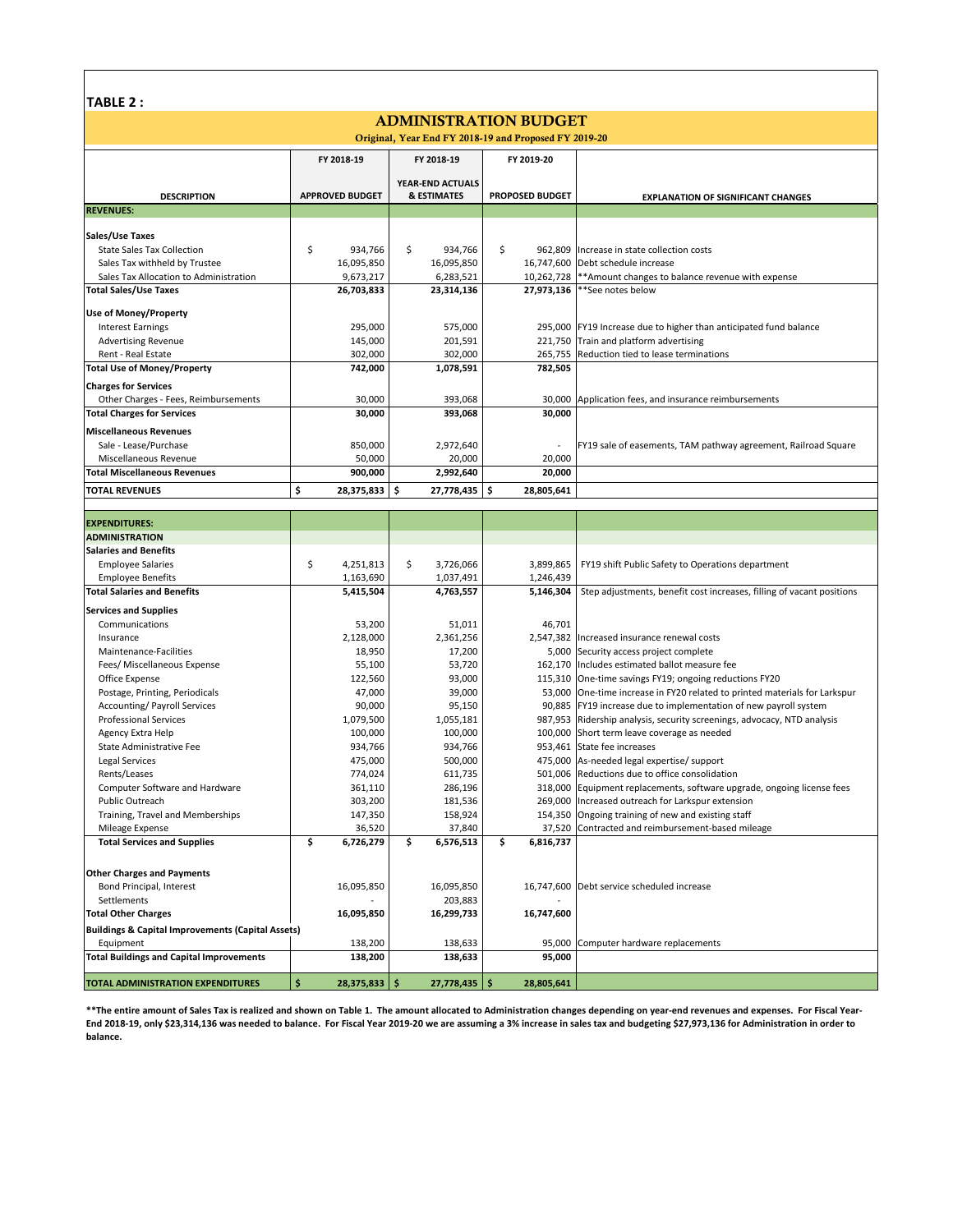**TABLE 2 :**

# ADMINISTRATION BUDGET

**Original, Year End FY 2018-19 and Proposed FY 2019-20**

| DESCRIPTION | FY 2018-19 APPROVED BUDGET | FY 2018-19 YEAR-END ACTUALS & ESTIMATES | FY 2019-20 PROPOSED BUDGET | EXPLANATION OF SIGNIFICANT CHANGES |
|---|---|---|---|---|
| **REVENUES:** | | | | |
| **Sales/Use Taxes** | | | | |
| State Sales Tax Collection | $ 934,766 | $ 934,766 | $ 962,809 | Increase in state collection costs |
| Sales Tax withheld by Trustee | 16,095,850 | 16,095,850 | 16,747,600 | Debt schedule increase |
| Sales Tax Allocation to Administration | 9,673,217 | 6,283,521 | 10,262,728 | **Amount changes to balance revenue with expense |
| **Total Sales/Use Taxes** | **26,703,833** | **23,314,136** | **27,973,136** | **See notes below |
| **Use of Money/Property** | | | | |
| Interest Earnings | 295,000 | 575,000 | 295,000 | FY19 Increase due to higher than anticipated fund balance |
| Advertising Revenue | 145,000 | 201,591 | 221,750 | Train and platform advertising |
| Rent - Real Estate | 302,000 | 302,000 | 265,755 | Reduction tied to lease terminations |
| **Total Use of Money/Property** | **742,000** | **1,078,591** | **782,505** | |
| **Charges for Services** | | | | |
| Other Charges - Fees, Reimbursements | 30,000 | 393,068 | 30,000 | Application fees, and insurance reimbursements |
| **Total Charges for Services** | **30,000** | **393,068** | **30,000** | |
| **Miscellaneous Revenues** | | | | |
| Sale - Lease/Purchase | 850,000 | 2,972,640 | - | FY19 sale of easements, TAM pathway agreement, Railroad Square |
| Miscellaneous Revenue | 50,000 | 20,000 | 20,000 | |
| **Total Miscellaneous Revenues** | **900,000** | **2,992,640** | **20,000** | |
| **TOTAL REVENUES** | **$ 28,375,833** | **$ 27,778,435** | **$ 28,805,641** | |
| **EXPENDITURES:** | | | | |
| **ADMINISTRATION** | | | | |
| **Salaries and Benefits** | | | | |
| Employee Salaries | $ 4,251,813 | $ 3,726,066 | 3,899,865 | FY19 shift Public Safety to Operations department |
| Employee Benefits | 1,163,690 | 1,037,491 | 1,246,439 | |
| **Total Salaries and Benefits** | **5,415,504** | **4,763,557** | **5,146,304** | Step adjustments, benefit cost increases, filling of vacant positions |
| **Services and Supplies** | | | | |
| Communications | 53,200 | 51,011 | 46,701 | |
| Insurance | 2,128,000 | 2,361,256 | 2,547,382 | Increased insurance renewal costs |
| Maintenance-Facilities | 18,950 | 17,200 | 5,000 | Security access project complete |
| Fees/ Miscellaneous Expense | 55,100 | 53,720 | 162,170 | Includes estimated ballot measure fee |
| Office Expense | 122,560 | 93,000 | 115,310 | One-time savings FY19; ongoing reductions FY20 |
| Postage, Printing, Periodicals | 47,000 | 39,000 | 53,000 | One-time increase in FY20 related to printed materials for Larkspur |
| Accounting/ Payroll Services | 90,000 | 95,150 | 90,885 | FY19 increase due to implementation of new payroll system |
| Professional Services | 1,079,500 | 1,055,181 | 987,953 | Ridership analysis, security screenings, advocacy, NTD analysis |
| Agency Extra Help | 100,000 | 100,000 | 100,000 | Short term leave coverage as needed |
| State Administrative Fee | 934,766 | 934,766 | 953,461 | State fee increases |
| Legal Services | 475,000 | 500,000 | 475,000 | As-needed legal expertise/ support |
| Rents/Leases | 774,024 | 611,735 | 501,006 | Reductions due to office consolidation |
| Computer Software and Hardware | 361,110 | 286,196 | 318,000 | Equipment replacements, software upgrade, ongoing license fees |
| Public Outreach | 303,200 | 181,536 | 269,000 | Increased outreach for Larkspur extension |
| Training, Travel and Memberships | 147,350 | 158,924 | 154,350 | Ongoing training of new and existing staff |
| Mileage Expense | 36,520 | 37,840 | 37,520 | Contracted and reimbursement-based mileage |
| **Total Services and Supplies** | **$ 6,726,279** | **$ 6,576,513** | **$ 6,816,737** | |
| **Other Charges and Payments** | | | | |
| Bond Principal, Interest | 16,095,850 | 16,095,850 | 16,747,600 | Debt service scheduled increase |
| Settlements | - | 203,883 | - | |
| **Total Other Charges** | **16,095,850** | **16,299,733** | **16,747,600** | |
| **Buildings & Capital Improvements (Capital Assets)** | | | | |
| Equipment | 138,200 | 138,633 | 95,000 | Computer hardware replacements |
| **Total Buildings and Capital Improvements** | **138,200** | **138,633** | **95,000** | |
| **TOTAL ADMINISTRATION EXPENDITURES** | **$ 28,375,833** | **$ 27,778,435** | **$ 28,805,641** | |

**\*\*The entire amount of Sales Tax is realized and shown on Table 1. The amount allocated to Administration changes depending on year-end revenues and expenses. For Fiscal Year-End 2018-19, only $23,314,136 was needed to balance. For Fiscal Year 2019-20 we are assuming a 3% increase in sales tax and budgeting $27,973,136 for Administration in order to balance.**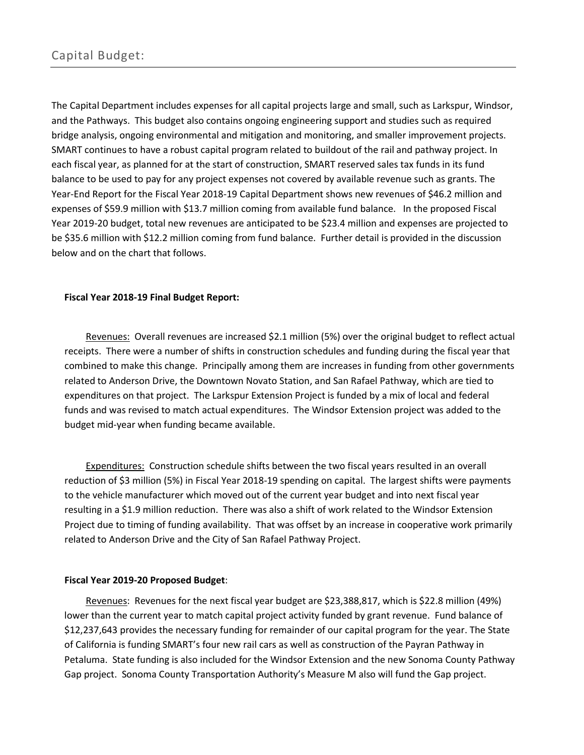## Capital Budget:

The Capital Department includes expenses for all capital projects large and small, such as Larkspur, Windsor, and the Pathways. This budget also contains ongoing engineering support and studies such as required bridge analysis, ongoing environmental and mitigation and monitoring, and smaller improvement projects. SMART continues to have a robust capital program related to buildout of the rail and pathway project. In each fiscal year, as planned for at the start of construction, SMART reserved sales tax funds in its fund balance to be used to pay for any project expenses not covered by available revenue such as grants. The Year-End Report for the Fiscal Year 2018-19 Capital Department shows new revenues of $46.2 million and expenses of $59.9 million with $13.7 million coming from available fund balance. In the proposed Fiscal Year 2019-20 budget, total new revenues are anticipated to be $23.4 million and expenses are projected to be $35.6 million with $12.2 million coming from fund balance. Further detail is provided in the discussion below and on the chart that follows.

**Fiscal Year 2018-19 Final Budget Report:**

Revenues: Overall revenues are increased $2.1 million (5%) over the original budget to reflect actual receipts. There were a number of shifts in construction schedules and funding during the fiscal year that combined to make this change. Principally among them are increases in funding from other governments related to Anderson Drive, the Downtown Novato Station, and San Rafael Pathway, which are tied to expenditures on that project. The Larkspur Extension Project is funded by a mix of local and federal funds and was revised to match actual expenditures. The Windsor Extension project was added to the budget mid-year when funding became available.

Expenditures: Construction schedule shifts between the two fiscal years resulted in an overall reduction of $3 million (5%) in Fiscal Year 2018-19 spending on capital. The largest shifts were payments to the vehicle manufacturer which moved out of the current year budget and into next fiscal year resulting in a $1.9 million reduction. There was also a shift of work related to the Windsor Extension Project due to timing of funding availability. That was offset by an increase in cooperative work primarily related to Anderson Drive and the City of San Rafael Pathway Project.

**Fiscal Year 2019-20 Proposed Budget**:

Revenues: Revenues for the next fiscal year budget are $23,388,817, which is $22.8 million (49%) lower than the current year to match capital project activity funded by grant revenue. Fund balance of $12,237,643 provides the necessary funding for remainder of our capital program for the year. The State of California is funding SMART's four new rail cars as well as construction of the Payran Pathway in Petaluma. State funding is also included for the Windsor Extension and the new Sonoma County Pathway Gap project. Sonoma County Transportation Authority's Measure M also will fund the Gap project.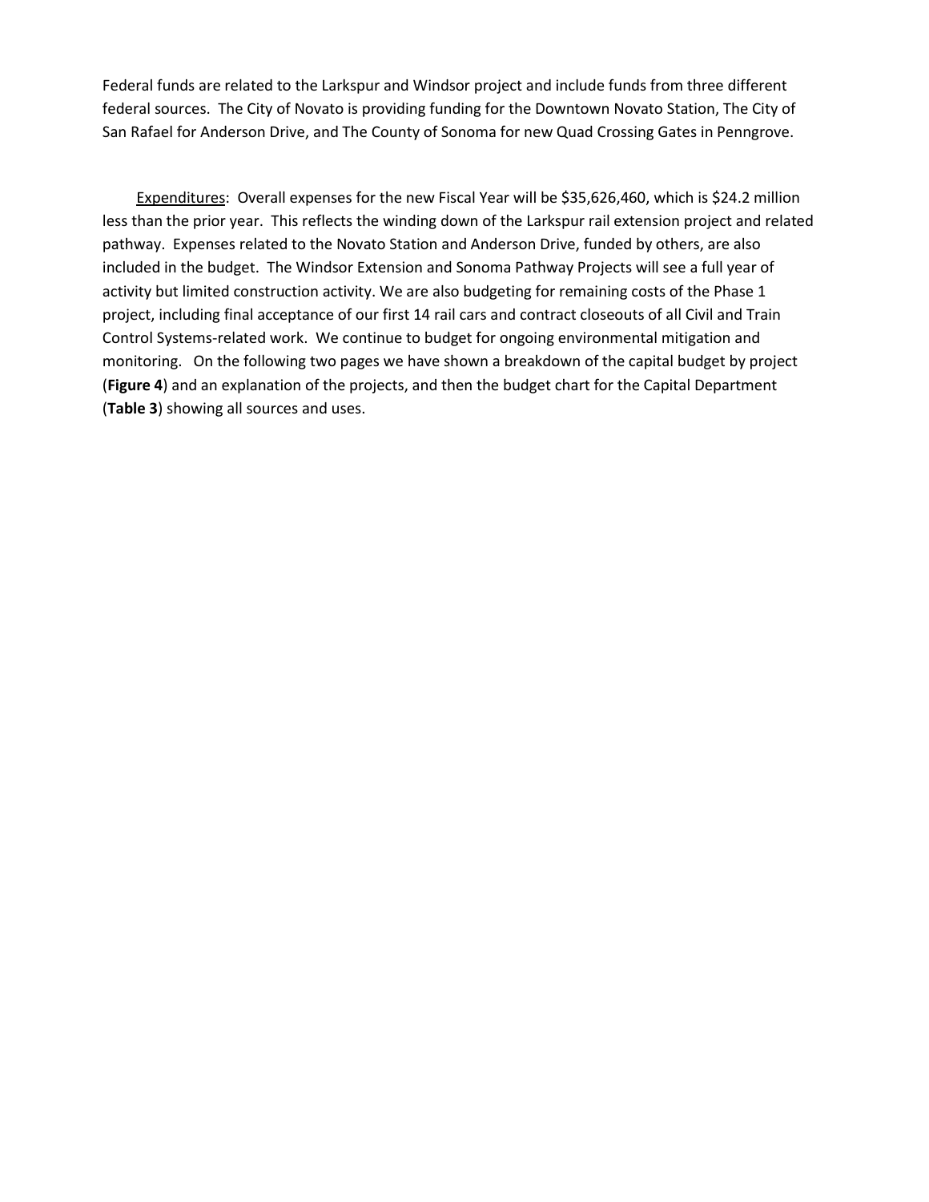Federal funds are related to the Larkspur and Windsor project and include funds from three different federal sources. The City of Novato is providing funding for the Downtown Novato Station, The City of San Rafael for Anderson Drive, and The County of Sonoma for new Quad Crossing Gates in Penngrove.

<u>Expenditures</u>: Overall expenses for the new Fiscal Year will be $35,626,460, which is $24.2 million less than the prior year. This reflects the winding down of the Larkspur rail extension project and related pathway. Expenses related to the Novato Station and Anderson Drive, funded by others, are also included in the budget. The Windsor Extension and Sonoma Pathway Projects will see a full year of activity but limited construction activity. We are also budgeting for remaining costs of the Phase 1 project, including final acceptance of our first 14 rail cars and contract closeouts of all Civil and Train Control Systems-related work. We continue to budget for ongoing environmental mitigation and monitoring. On the following two pages we have shown a breakdown of the capital budget by project (**Figure 4**) and an explanation of the projects, and then the budget chart for the Capital Department (**Table 3**) showing all sources and uses.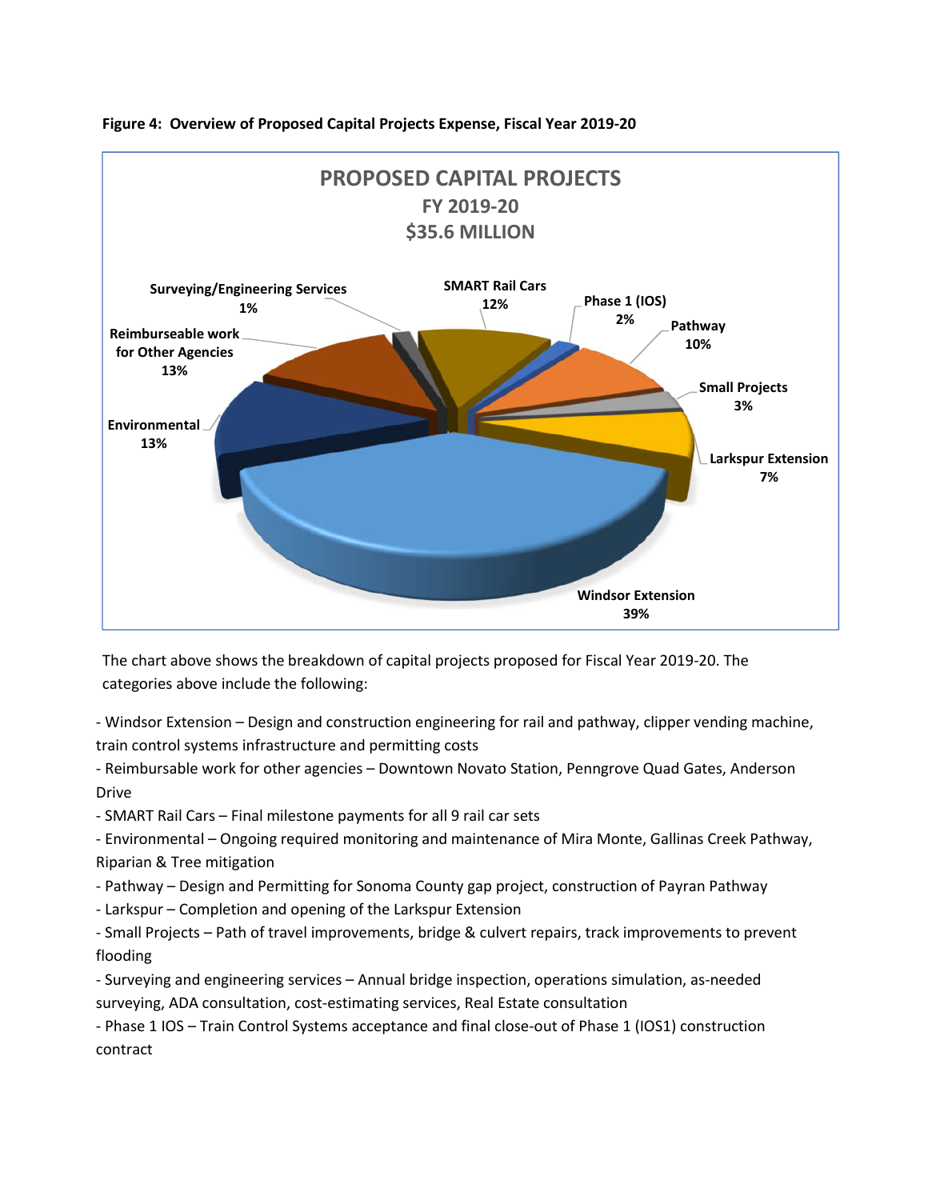**Figure 4: Overview of Proposed Capital Projects Expense, Fiscal Year 2019-20**

PROPOSED CAPITAL PROJECTS
FY 2019-20
$35.6 MILLION

| Category | Percent |
|---|---|
| Windsor Extension | 39% |
| Environmental | 13% |
| Reimburseable work for Other Agencies | 13% |
| SMART Rail Cars | 12% |
| Pathway | 10% |
| Larkspur Extension | 7% |
| Small Projects | 3% |
| Phase 1 (IOS) | 2% |
| Surveying/Engineering Services | 1% |

The chart above shows the breakdown of capital projects proposed for Fiscal Year 2019-20. The categories above include the following:

- Windsor Extension – Design and construction engineering for rail and pathway, clipper vending machine, train control systems infrastructure and permitting costs
- Reimbursable work for other agencies – Downtown Novato Station, Penngrove Quad Gates, Anderson Drive
- SMART Rail Cars – Final milestone payments for all 9 rail car sets
- Environmental – Ongoing required monitoring and maintenance of Mira Monte, Gallinas Creek Pathway, Riparian & Tree mitigation
- Pathway – Design and Permitting for Sonoma County gap project, construction of Payran Pathway
- Larkspur – Completion and opening of the Larkspur Extension
- Small Projects – Path of travel improvements, bridge & culvert repairs, track improvements to prevent flooding
- Surveying and engineering services – Annual bridge inspection, operations simulation, as-needed surveying, ADA consultation, cost-estimating services, Real Estate consultation
- Phase 1 IOS – Train Control Systems acceptance and final close-out of Phase 1 (IOS1) construction contract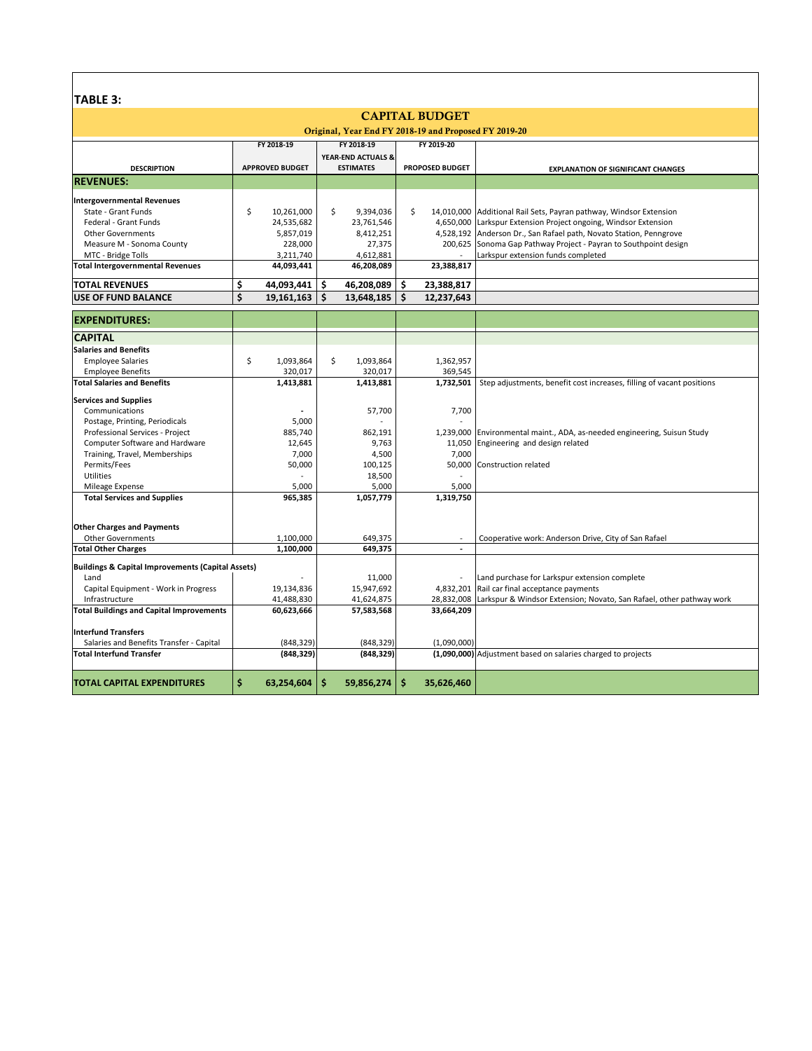## TABLE 3:

### CAPITAL BUDGET

**Original, Year End FY 2018-19 and Proposed FY 2019-20**

| DESCRIPTION | FY 2018-19 APPROVED BUDGET | FY 2018-19 YEAR-END ACTUALS & ESTIMATES | FY 2019-20 PROPOSED BUDGET | EXPLANATION OF SIGNIFICANT CHANGES |
|---|---|---|---|---|
| **REVENUES:** | | | | |
| **Intergovernmental Revenues** | | | | |
| State - Grant Funds | $ 10,261,000 | $ 9,394,036 | $ 14,010,000 | Additional Rail Sets, Payran pathway, Windsor Extension |
| Federal - Grant Funds | 24,535,682 | 23,761,546 | 4,650,000 | Larkspur Extension Project ongoing, Windsor Extension |
| Other Governments | 5,857,019 | 8,412,251 | 4,528,192 | Anderson Dr., San Rafael path, Novato Station, Penngrove |
| Measure M - Sonoma County | 228,000 | 27,375 | 200,625 | Sonoma Gap Pathway Project - Payran to Southpoint design |
| MTC - Bridge Tolls | 3,211,740 | 4,612,881 | - | Larkspur extension funds completed |
| **Total Intergovernmental Revenues** | **44,093,441** | **46,208,089** | **23,388,817** | |
| **TOTAL REVENUES** | **$ 44,093,441** | **$ 46,208,089** | **$ 23,388,817** | |
| **USE OF FUND BALANCE** | **$ 19,161,163** | **$ 13,648,185** | **$ 12,237,643** | |
| **EXPENDITURES:** | | | | |
| **CAPITAL** | | | | |
| **Salaries and Benefits** | | | | |
| Employee Salaries | $ 1,093,864 | $ 1,093,864 | 1,362,957 | |
| Employee Benefits | 320,017 | 320,017 | 369,545 | |
| **Total Salaries and Benefits** | **1,413,881** | **1,413,881** | **1,732,501** | Step adjustments, benefit cost increases, filling of vacant positions |
| **Services and Supplies** | | | | |
| Communications | - | 57,700 | 7,700 | |
| Postage, Printing, Periodicals | 5,000 | - | - | |
| Professional Services - Project | 885,740 | 862,191 | 1,239,000 | Environmental maint., ADA, as-needed engineering, Suisun Study |
| Computer Software and Hardware | 12,645 | 9,763 | 11,050 | Engineering and design related |
| Training, Travel, Memberships | 7,000 | 4,500 | 7,000 | |
| Permits/Fees | 50,000 | 100,125 | 50,000 | Construction related |
| Utilities | - | 18,500 | - | |
| Mileage Expense | 5,000 | 5,000 | 5,000 | |
| **Total Services and Supplies** | **965,385** | **1,057,779** | **1,319,750** | |
| **Other Charges and Payments** | | | | |
| Other Governments | 1,100,000 | 649,375 | - | Cooperative work: Anderson Drive, City of San Rafael |
| **Total Other Charges** | **1,100,000** | **649,375** | **-** | |
| **Buildings & Capital Improvements (Capital Assets)** | | | | |
| Land | - | 11,000 | - | Land purchase for Larkspur extension complete |
| Capital Equipment - Work in Progress | 19,134,836 | 15,947,692 | 4,832,201 | Rail car final acceptance payments |
| Infrastructure | 41,488,830 | 41,624,875 | 28,832,008 | Larkspur & Windsor Extension; Novato, San Rafael, other pathway work |
| **Total Buildings and Capital Improvements** | **60,623,666** | **57,583,568** | **33,664,209** | |
| **Interfund Transfers** | | | | |
| Salaries and Benefits Transfer - Capital | (848,329) | (848,329) | (1,090,000) | |
| **Total Interfund Transfer** | **(848,329)** | **(848,329)** | **(1,090,000)** | Adjustment based on salaries charged to projects |
| **TOTAL CAPITAL EXPENDITURES** | **$ 63,254,604** | **$ 59,856,274** | **$ 35,626,460** | |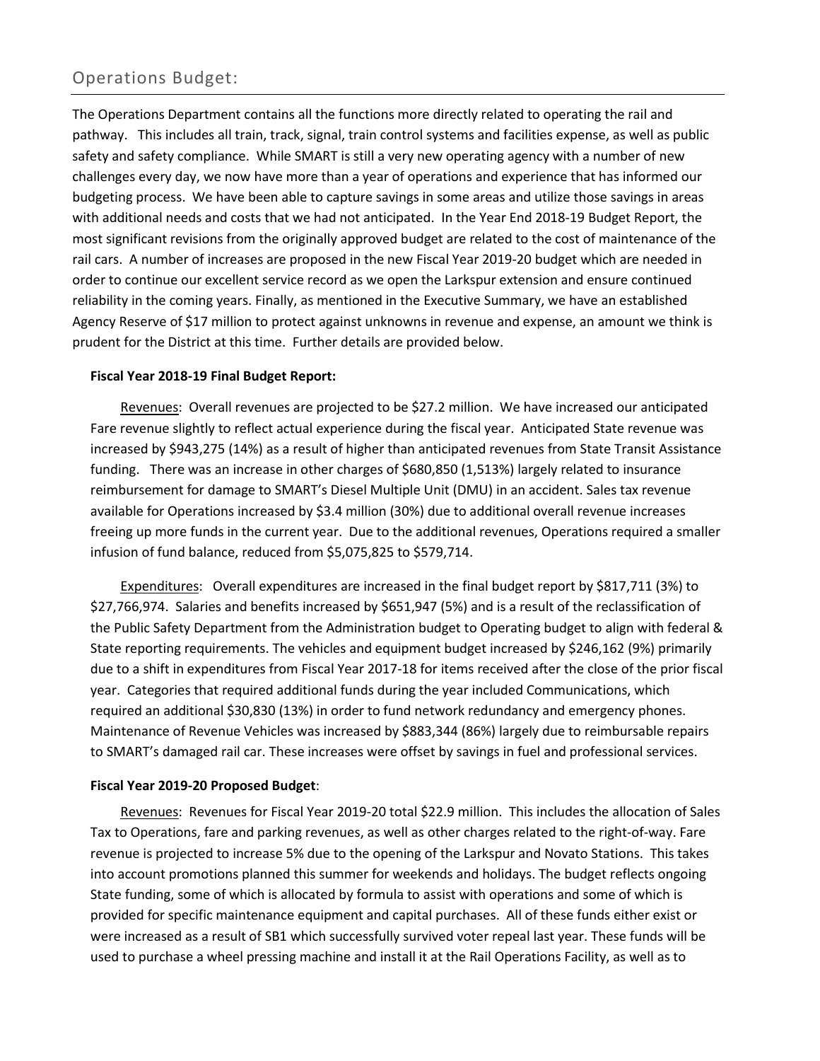## Operations Budget:

The Operations Department contains all the functions more directly related to operating the rail and pathway. This includes all train, track, signal, train control systems and facilities expense, as well as public safety and safety compliance. While SMART is still a very new operating agency with a number of new challenges every day, we now have more than a year of operations and experience that has informed our budgeting process. We have been able to capture savings in some areas and utilize those savings in areas with additional needs and costs that we had not anticipated. In the Year End 2018-19 Budget Report, the most significant revisions from the originally approved budget are related to the cost of maintenance of the rail cars. A number of increases are proposed in the new Fiscal Year 2019-20 budget which are needed in order to continue our excellent service record as we open the Larkspur extension and ensure continued reliability in the coming years. Finally, as mentioned in the Executive Summary, we have an established Agency Reserve of $17 million to protect against unknowns in revenue and expense, an amount we think is prudent for the District at this time. Further details are provided below.

**Fiscal Year 2018-19 Final Budget Report:**

Revenues: Overall revenues are projected to be $27.2 million. We have increased our anticipated Fare revenue slightly to reflect actual experience during the fiscal year. Anticipated State revenue was increased by $943,275 (14%) as a result of higher than anticipated revenues from State Transit Assistance funding. There was an increase in other charges of $680,850 (1,513%) largely related to insurance reimbursement for damage to SMART's Diesel Multiple Unit (DMU) in an accident. Sales tax revenue available for Operations increased by $3.4 million (30%) due to additional overall revenue increases freeing up more funds in the current year. Due to the additional revenues, Operations required a smaller infusion of fund balance, reduced from $5,075,825 to $579,714.

Expenditures: Overall expenditures are increased in the final budget report by $817,711 (3%) to $27,766,974. Salaries and benefits increased by $651,947 (5%) and is a result of the reclassification of the Public Safety Department from the Administration budget to Operating budget to align with federal & State reporting requirements. The vehicles and equipment budget increased by $246,162 (9%) primarily due to a shift in expenditures from Fiscal Year 2017-18 for items received after the close of the prior fiscal year. Categories that required additional funds during the year included Communications, which required an additional $30,830 (13%) in order to fund network redundancy and emergency phones. Maintenance of Revenue Vehicles was increased by $883,344 (86%) largely due to reimbursable repairs to SMART's damaged rail car. These increases were offset by savings in fuel and professional services.

**Fiscal Year 2019-20 Proposed Budget**:

Revenues: Revenues for Fiscal Year 2019-20 total $22.9 million. This includes the allocation of Sales Tax to Operations, fare and parking revenues, as well as other charges related to the right-of-way. Fare revenue is projected to increase 5% due to the opening of the Larkspur and Novato Stations. This takes into account promotions planned this summer for weekends and holidays. The budget reflects ongoing State funding, some of which is allocated by formula to assist with operations and some of which is provided for specific maintenance equipment and capital purchases. All of these funds either exist or were increased as a result of SB1 which successfully survived voter repeal last year. These funds will be used to purchase a wheel pressing machine and install it at the Rail Operations Facility, as well as to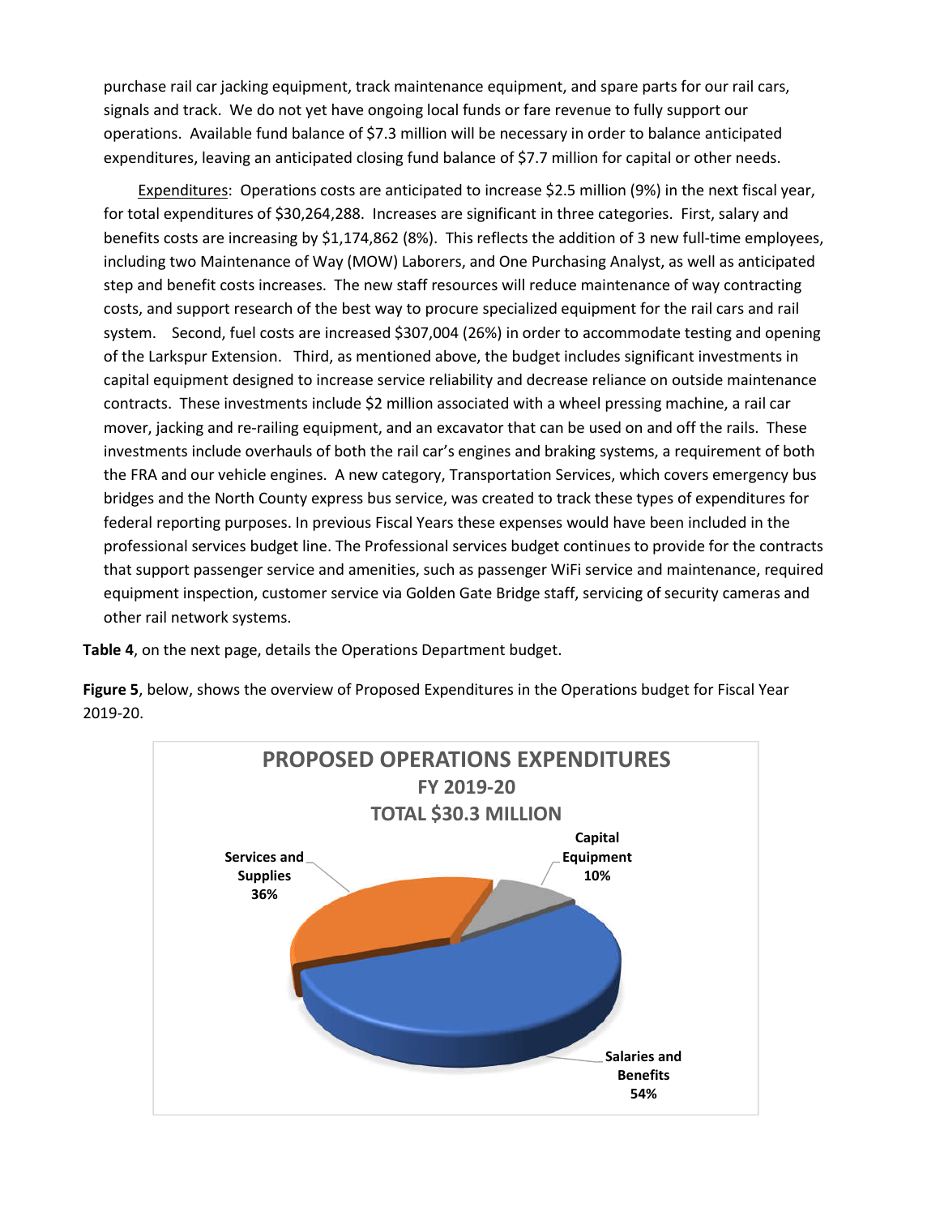purchase rail car jacking equipment, track maintenance equipment, and spare parts for our rail cars, signals and track. We do not yet have ongoing local funds or fare revenue to fully support our operations. Available fund balance of $7.3 million will be necessary in order to balance anticipated expenditures, leaving an anticipated closing fund balance of $7.7 million for capital or other needs.

Expenditures: Operations costs are anticipated to increase $2.5 million (9%) in the next fiscal year, for total expenditures of $30,264,288. Increases are significant in three categories. First, salary and benefits costs are increasing by $1,174,862 (8%). This reflects the addition of 3 new full-time employees, including two Maintenance of Way (MOW) Laborers, and One Purchasing Analyst, as well as anticipated step and benefit costs increases. The new staff resources will reduce maintenance of way contracting costs, and support research of the best way to procure specialized equipment for the rail cars and rail system. Second, fuel costs are increased $307,004 (26%) in order to accommodate testing and opening of the Larkspur Extension. Third, as mentioned above, the budget includes significant investments in capital equipment designed to increase service reliability and decrease reliance on outside maintenance contracts. These investments include $2 million associated with a wheel pressing machine, a rail car mover, jacking and re-railing equipment, and an excavator that can be used on and off the rails. These investments include overhauls of both the rail car's engines and braking systems, a requirement of both the FRA and our vehicle engines. A new category, Transportation Services, which covers emergency bus bridges and the North County express bus service, was created to track these types of expenditures for federal reporting purposes. In previous Fiscal Years these expenses would have been included in the professional services budget line. The Professional services budget continues to provide for the contracts that support passenger service and amenities, such as passenger WiFi service and maintenance, required equipment inspection, customer service via Golden Gate Bridge staff, servicing of security cameras and other rail network systems.

**Table 4**, on the next page, details the Operations Department budget.

**Figure 5**, below, shows the overview of Proposed Expenditures in the Operations budget for Fiscal Year 2019-20.

**PROPOSED OPERATIONS EXPENDITURES**
**FY 2019-20**
**TOTAL $30.3 MILLION**

| Category | Share |
| --- | --- |
| Salaries and Benefits | 54% |
| Services and Supplies | 36% |
| Capital Equipment | 10% |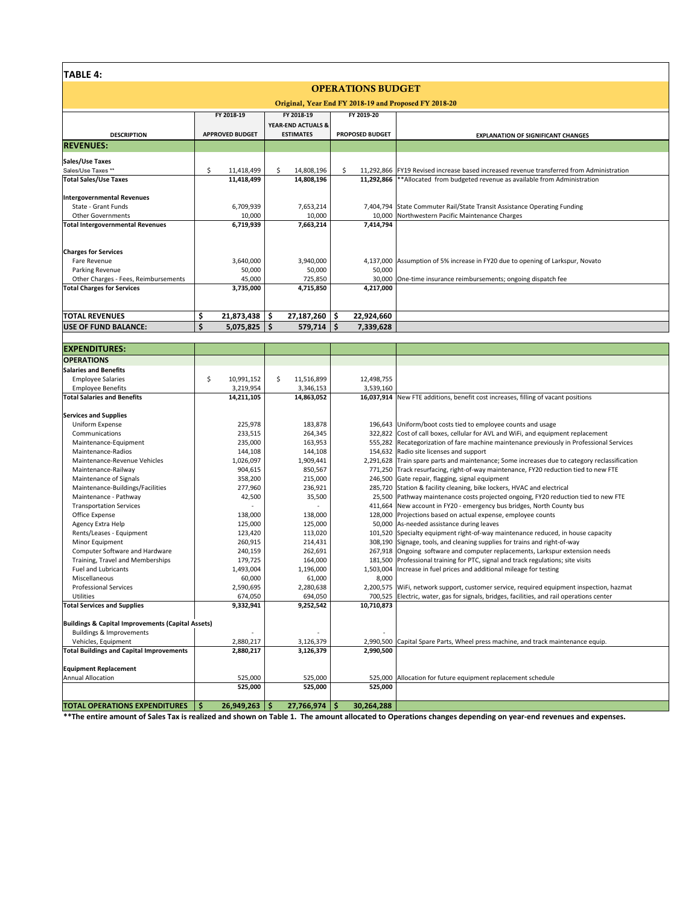## TABLE 4:

### OPERATIONS BUDGET

**Original, Year End FY 2018-19 and Proposed FY 2018-20**

| DESCRIPTION | FY 2018-19 APPROVED BUDGET | FY 2018-19 YEAR-END ACTUALS & ESTIMATES | FY 2019-20 PROPOSED BUDGET | EXPLANATION OF SIGNIFICANT CHANGES |
|---|---|---|---|---|
| **REVENUES:** | | | | |
| **Sales/Use Taxes** | | | | |
| Sales/Use Taxes ** | $ 11,418,499 | $ 14,808,196 | $ 11,292,866 | FY19 Revised increase based increased revenue transferred from Administration |
| **Total Sales/Use Taxes** | **11,418,499** | **14,808,196** | **11,292,866** | **Allocated from budgeted revenue as available from Administration |
| **Intergovernmental Revenues** | | | | |
| State - Grant Funds | 6,709,939 | 7,653,214 | 7,404,794 | State Commuter Rail/State Transit Assistance Operating Funding |
| Other Governments | 10,000 | 10,000 | 10,000 | Northwestern Pacific Maintenance Charges |
| **Total Intergovernmental Revenues** | **6,719,939** | **7,663,214** | **7,414,794** | |
| **Charges for Services** | | | | |
| Fare Revenue | 3,640,000 | 3,940,000 | 4,137,000 | Assumption of 5% increase in FY20 due to opening of Larkspur, Novato |
| Parking Revenue | 50,000 | 50,000 | 50,000 | |
| Other Charges - Fees, Reimbursements | 45,000 | 725,850 | 30,000 | One-time insurance reimbursements; ongoing dispatch fee |
| **Total Charges for Services** | **3,735,000** | **4,715,850** | **4,217,000** | |
| **TOTAL REVENUES** | **$ 21,873,438** | **$ 27,187,260** | **$ 22,924,660** | |
| **USE OF FUND BALANCE:** | **$ 5,075,825** | **$ 579,714** | **$ 7,339,628** | |
| **EXPENDITURES:** | | | | |
| **OPERATIONS** | | | | |
| **Salaries and Benefits** | | | | |
| Employee Salaries | $ 10,991,152 | $ 11,516,899 | 12,498,755 | |
| Employee Benefits | 3,219,954 | 3,346,153 | 3,539,160 | |
| **Total Salaries and Benefits** | **14,211,105** | **14,863,052** | **16,037,914** | New FTE additions, benefit cost increases, filling of vacant positions |
| **Services and Supplies** | | | | |
| Uniform Expense | 225,978 | 183,878 | 196,643 | Uniform/boot costs tied to employee counts and usage |
| Communications | 233,515 | 264,345 | 322,822 | Cost of call boxes, cellular for AVL and WiFi, and equipment replacement |
| Maintenance-Equipment | 235,000 | 163,953 | 555,282 | Recategorization of fare machine maintenance previously in Professional Services |
| Maintenance-Radios | 144,108 | 144,108 | 154,632 | Radio site licenses and support |
| Maintenance-Revenue Vehicles | 1,026,097 | 1,909,441 | 2,291,628 | Train spare parts and maintenance; Some increases due to category reclassification |
| Maintenance-Railway | 904,615 | 850,567 | 771,250 | Track resurfacing, right-of-way maintenance, FY20 reduction tied to new FTE |
| Maintenance of Signals | 358,200 | 215,000 | 246,500 | Gate repair, flagging, signal equipment |
| Maintenance-Buildings/Facilities | 277,960 | 236,921 | 285,720 | Station & facility cleaning, bike lockers, HVAC and electrical |
| Maintenance - Pathway | 42,500 | 35,500 | 25,500 | Pathway maintenance costs projected ongoing, FY20 reduction tied to new FTE |
| Transportation Services | - | - | 411,664 | New account in FY20 - emergency bus bridges, North County bus |
| Office Expense | 138,000 | 138,000 | 128,000 | Projections based on actual expense, employee counts |
| Agency Extra Help | 125,000 | 125,000 | 50,000 | As-needed assistance during leaves |
| Rents/Leases - Equipment | 123,420 | 113,020 | 101,520 | Specialty equipment right-of-way maintenance reduced, in house capacity |
| Minor Equipment | 260,915 | 214,431 | 308,190 | Signage, tools, and cleaning supplies for trains and right-of-way |
| Computer Software and Hardware | 240,159 | 262,691 | 267,918 | Ongoing software and computer replacements, Larkspur extension needs |
| Training, Travel and Memberships | 179,725 | 164,000 | 181,500 | Professional training for PTC, signal and track regulations; site visits |
| Fuel and Lubricants | 1,493,004 | 1,196,000 | 1,503,004 | Increase in fuel prices and additional mileage for testing |
| Miscellaneous | 60,000 | 61,000 | 8,000 | |
| Professional Services | 2,590,695 | 2,280,638 | 2,200,575 | WiFi, network support, customer service, required equipment inspection, hazmat |
| Utilities | 674,050 | 694,050 | 700,525 | Electric, water, gas for signals, bridges, facilities, and rail operations center |
| **Total Services and Supplies** | **9,332,941** | **9,252,542** | **10,710,873** | |
| **Buildings & Capital Improvements (Capital Assets)** | | | | |
| Buildings & Improvements | - | - | - | |
| Vehicles, Equipment | 2,880,217 | 3,126,379 | 2,990,500 | Capital Spare Parts, Wheel press machine, and track maintenance equip. |
| **Total Buildings and Capital Improvements** | **2,880,217** | **3,126,379** | **2,990,500** | |
| **Equipment Replacement** | | | | |
| Annual Allocation | 525,000 | 525,000 | 525,000 | Allocation for future equipment replacement schedule |
| | **525,000** | **525,000** | **525,000** | |
| **TOTAL OPERATIONS EXPENDITURES** | **$ 26,949,263** | **$ 27,766,974** | **$ 30,264,288** | |

****The entire amount of Sales Tax is realized and shown on Table 1. The amount allocated to Operations changes depending on year-end revenues and expenses.**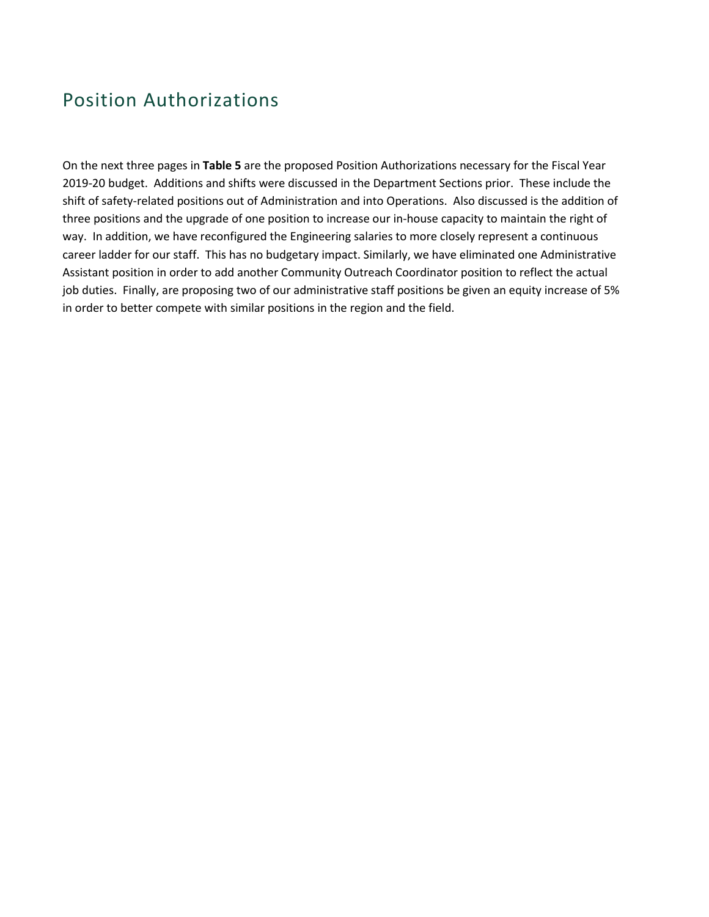# Position Authorizations

On the next three pages in **Table 5** are the proposed Position Authorizations necessary for the Fiscal Year 2019-20 budget. Additions and shifts were discussed in the Department Sections prior. These include the shift of safety-related positions out of Administration and into Operations. Also discussed is the addition of three positions and the upgrade of one position to increase our in-house capacity to maintain the right of way. In addition, we have reconfigured the Engineering salaries to more closely represent a continuous career ladder for our staff. This has no budgetary impact. Similarly, we have eliminated one Administrative Assistant position in order to add another Community Outreach Coordinator position to reflect the actual job duties. Finally, are proposing two of our administrative staff positions be given an equity increase of 5% in order to better compete with similar positions in the region and the field.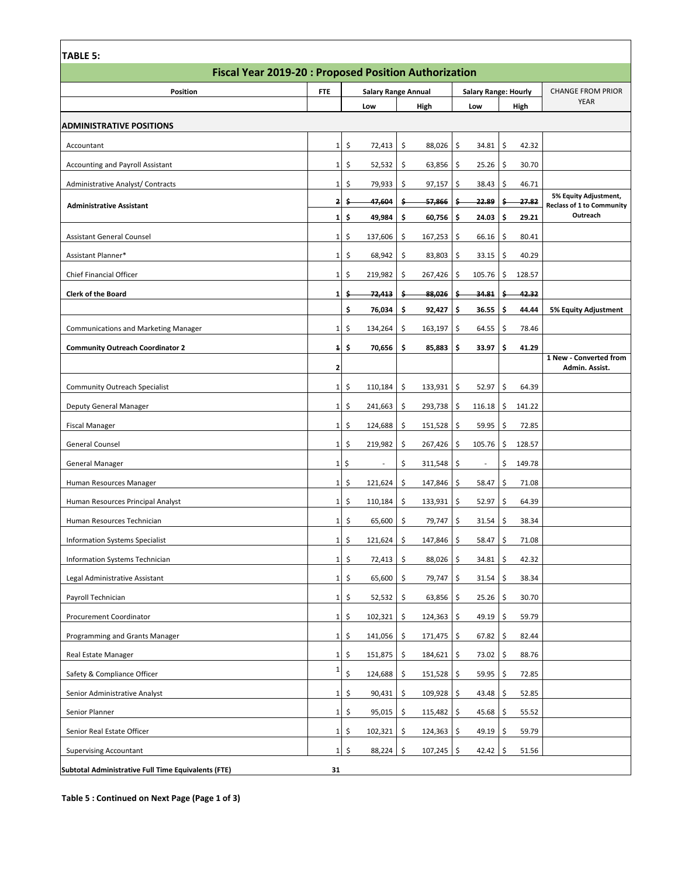**TABLE 5:**

## Fiscal Year 2019-20 : Proposed Position Authorization

| Position | FTE | Salary Range Annual | | Salary Range: Hourly | | CHANGE FROM PRIOR YEAR |
|---|---|---|---|---|---|---|
| | | Low | High | Low | High | |
| **ADMINISTRATIVE POSITIONS** | | | | | | |
| Accountant | 1 | $ 72,413 | $ 88,026 | $ 34.81 | $ 42.32 | |
| Accounting and Payroll Assistant | 1 | $ 52,532 | $ 63,856 | $ 25.26 | $ 30.70 | |
| Administrative Analyst/ Contracts | 1 | $ 79,933 | $ 97,157 | $ 38.43 | $ 46.71 | |
| **Administrative Assistant** | ~~2~~ | ~~$ 47,604~~ | ~~$ 57,866~~ | ~~$ 22.89~~ | ~~$ 27.82~~ | **5% Equity Adjustment, Reclass of 1 to Community Outreach** |
| | **1** | **$ 49,984** | **$ 60,756** | **$ 24.03** | **$ 29.21** | |
| Assistant General Counsel | 1 | $ 137,606 | $ 167,253 | $ 66.16 | $ 80.41 | |
| Assistant Planner* | 1 | $ 68,942 | $ 83,803 | $ 33.15 | $ 40.29 | |
| Chief Financial Officer | 1 | $ 219,982 | $ 267,426 | $ 105.76 | $ 128.57 | |
| **Clerk of the Board** | **1** | ~~$ 72,413~~ | ~~$ 88,026~~ | ~~$ 34.81~~ | ~~$ 42.32~~ | |
| | | **$ 76,034** | **$ 92,427** | **$ 36.55** | **$ 44.44** | **5% Equity Adjustment** |
| Communications and Marketing Manager | 1 | $ 134,264 | $ 163,197 | $ 64.55 | $ 78.46 | |
| **Community Outreach Coordinator 2** | ~~1~~ | **$ 70,656** | **$ 85,883** | **$ 33.97** | **$ 41.29** | |
| | **2** | | | | | **1 New - Converted from Admin. Assist.** |
| Community Outreach Specialist | 1 | $ 110,184 | $ 133,931 | $ 52.97 | $ 64.39 | |
| Deputy General Manager | 1 | $ 241,663 | $ 293,738 | $ 116.18 | $ 141.22 | |
| Fiscal Manager | 1 | $ 124,688 | $ 151,528 | $ 59.95 | $ 72.85 | |
| General Counsel | 1 | $ 219,982 | $ 267,426 | $ 105.76 | $ 128.57 | |
| General Manager | 1 | $ - | $ 311,548 | $ - | $ 149.78 | |
| Human Resources Manager | 1 | $ 121,624 | $ 147,846 | $ 58.47 | $ 71.08 | |
| Human Resources Principal Analyst | 1 | $ 110,184 | $ 133,931 | $ 52.97 | $ 64.39 | |
| Human Resources Technician | 1 | $ 65,600 | $ 79,747 | $ 31.54 | $ 38.34 | |
| Information Systems Specialist | 1 | $ 121,624 | $ 147,846 | $ 58.47 | $ 71.08 | |
| Information Systems Technician | 1 | $ 72,413 | $ 88,026 | $ 34.81 | $ 42.32 | |
| Legal Administrative Assistant | 1 | $ 65,600 | $ 79,747 | $ 31.54 | $ 38.34 | |
| Payroll Technician | 1 | $ 52,532 | $ 63,856 | $ 25.26 | $ 30.70 | |
| Procurement Coordinator | 1 | $ 102,321 | $ 124,363 | $ 49.19 | $ 59.79 | |
| Programming and Grants Manager | 1 | $ 141,056 | $ 171,475 | $ 67.82 | $ 82.44 | |
| Real Estate Manager | 1 | $ 151,875 | $ 184,621 | $ 73.02 | $ 88.76 | |
| Safety & Compliance Officer | 1 | $ 124,688 | $ 151,528 | $ 59.95 | $ 72.85 | |
| Senior Administrative Analyst | 1 | $ 90,431 | $ 109,928 | $ 43.48 | $ 52.85 | |
| Senior Planner | 1 | $ 95,015 | $ 115,482 | $ 45.68 | $ 55.52 | |
| Senior Real Estate Officer | 1 | $ 102,321 | $ 124,363 | $ 49.19 | $ 59.79 | |
| Supervising Accountant | 1 | $ 88,224 | $ 107,245 | $ 42.42 | $ 51.56 | |
| **Subtotal Administrative Full Time Equivalents (FTE)** | **31** | | | | | |

**Table 5 : Continued on Next Page (Page 1 of 3)**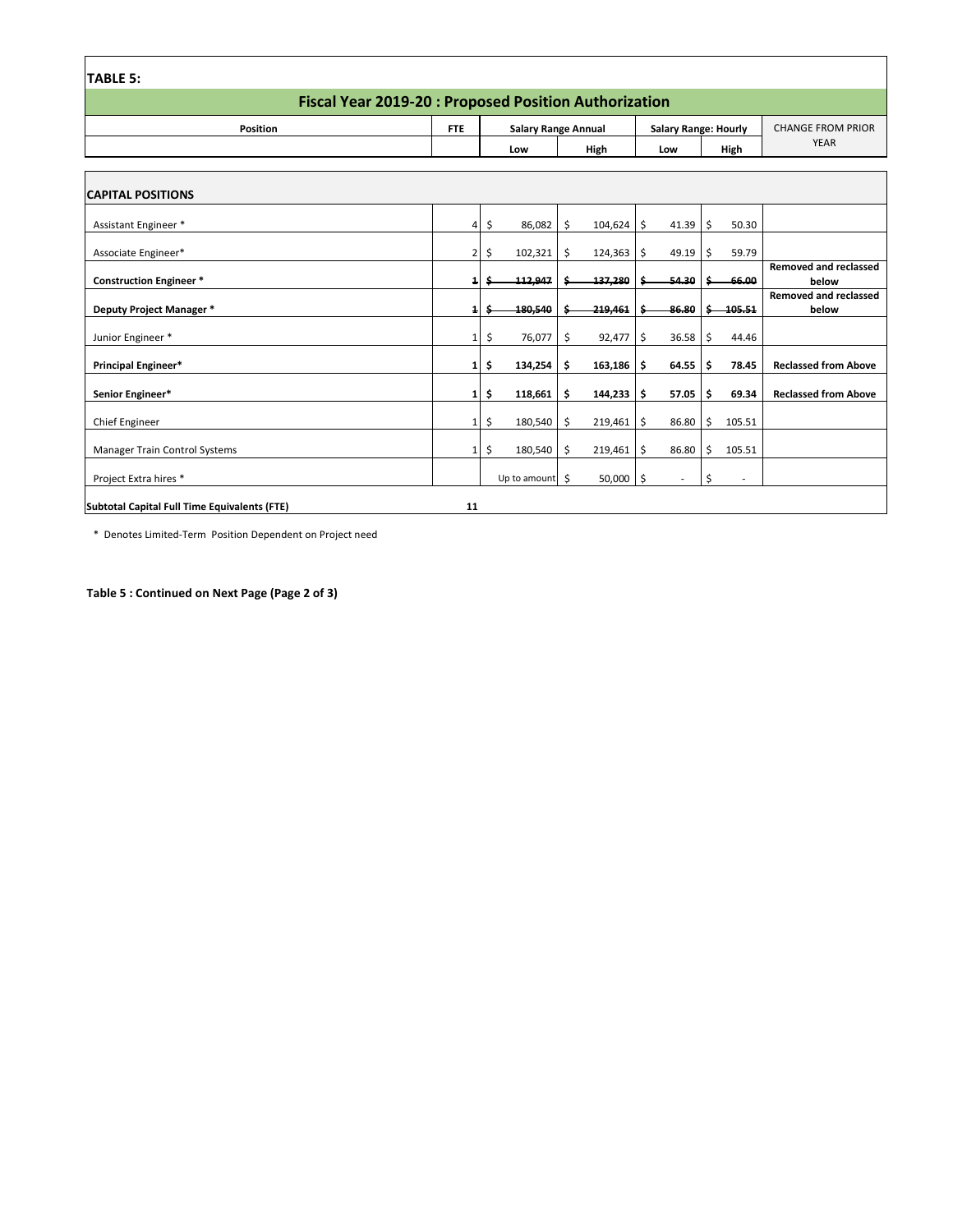**TABLE 5:**

## Fiscal Year 2019-20 : Proposed Position Authorization

| Position | FTE | Salary Range Annual | | Salary Range: Hourly | | CHANGE FROM PRIOR YEAR |
|---|---|---|---|---|---|---|
| | | Low | High | Low | High | |
| **CAPITAL POSITIONS** | | | | | | |
| Assistant Engineer * | 4 | $ 86,082 | $ 104,624 | $ 41.39 | $ 50.30 | |
| Associate Engineer* | 2 | $ 102,321 | $ 124,363 | $ 49.19 | $ 59.79 | |
| **Construction Engineer *** | ~~1~~ | ~~$ 112,947~~ | ~~$ 137,280~~ | ~~$ 54.30~~ | ~~$ 66.00~~ | **Removed and reclassed below** |
| **Deputy Project Manager *** | ~~1~~ | ~~$ 180,540~~ | ~~$ 219,461~~ | ~~$ 86.80~~ | ~~$ 105.51~~ | **Removed and reclassed below** |
| Junior Engineer * | 1 | $ 76,077 | $ 92,477 | $ 36.58 | $ 44.46 | |
| **Principal Engineer*** | **1** | **$ 134,254** | **$ 163,186** | **$ 64.55** | **$ 78.45** | **Reclassed from Above** |
| **Senior Engineer*** | **1** | **$ 118,661** | **$ 144,233** | **$ 57.05** | **$ 69.34** | **Reclassed from Above** |
| Chief Engineer | 1 | $ 180,540 | $ 219,461 | $ 86.80 | $ 105.51 | |
| Manager Train Control Systems | 1 | $ 180,540 | $ 219,461 | $ 86.80 | $ 105.51 | |
| Project Extra hires * | | Up to amount | $ 50,000 | $ - | $ - | |
| **Subtotal Capital Full Time Equivalents (FTE)** | **11** | | | | | |

\* Denotes Limited-Term Position Dependent on Project need

**Table 5 : Continued on Next Page (Page 2 of 3)**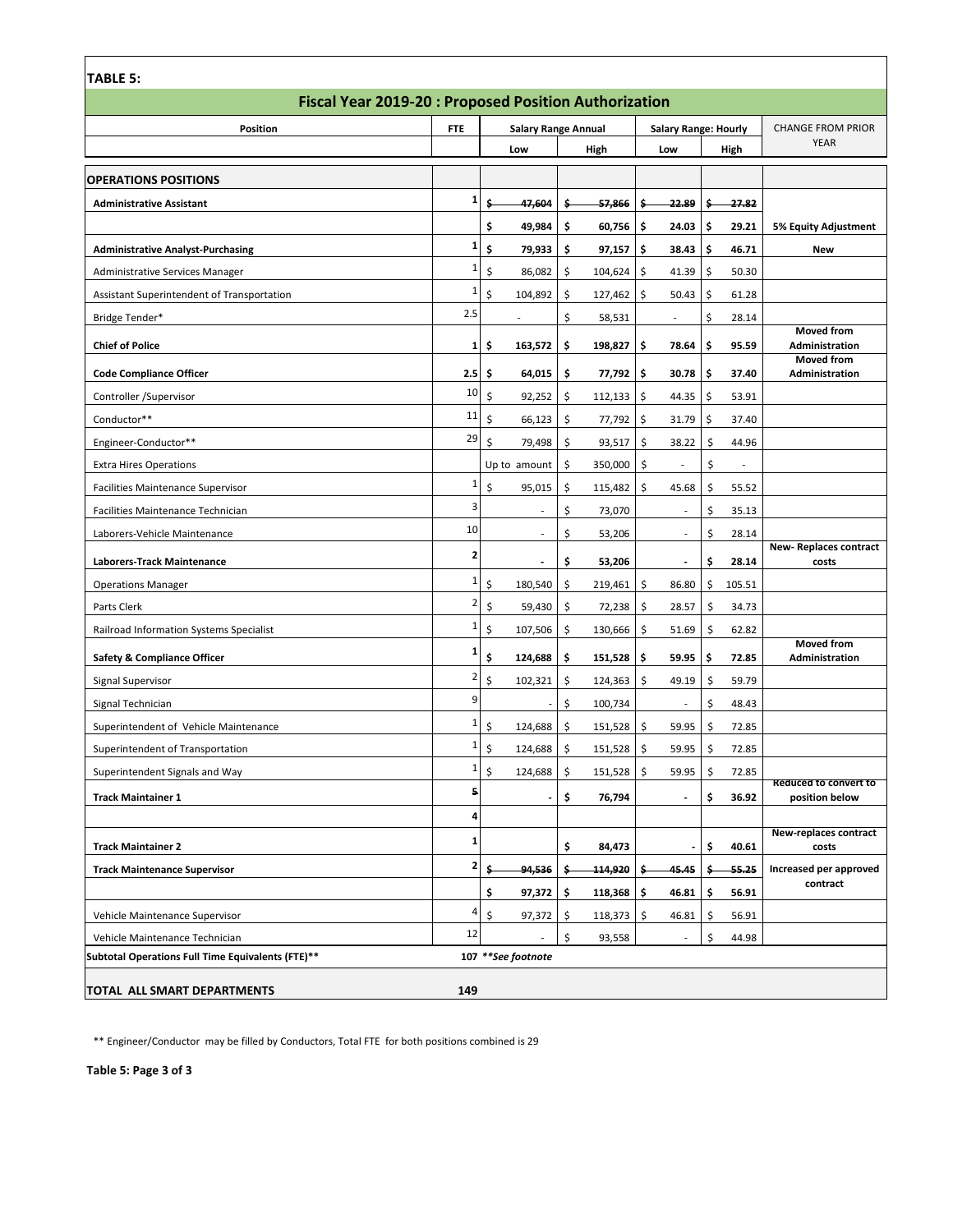**TABLE 5:**

## Fiscal Year 2019-20 : Proposed Position Authorization

| Position | FTE | Salary Range Annual | | Salary Range: Hourly | | CHANGE FROM PRIOR YEAR |
|---|---|---|---|---|---|---|
| | | Low | High | Low | High | |
| **OPERATIONS POSITIONS** | | | | | | |
| **Administrative Assistant** | 1 | ~~$ 47,604~~ | ~~$ 57,866~~ | ~~$ 22.89~~ | ~~$ 27.82~~ | |
| | | $ 49,984 | $ 60,756 | $ 24.03 | $ 29.21 | **5% Equity Adjustment** |
| **Administrative Analyst-Purchasing** | 1 | $ 79,933 | $ 97,157 | $ 38.43 | $ 46.71 | **New** |
| Administrative Services Manager | 1 | $ 86,082 | $ 104,624 | $ 41.39 | $ 50.30 | |
| Assistant Superintendent of Transportation | 1 | $ 104,892 | $ 127,462 | $ 50.43 | $ 61.28 | |
| Bridge Tender* | 2.5 | - | $ 58,531 | - | $ 28.14 | |
| **Chief of Police** | 1 | $ 163,572 | $ 198,827 | $ 78.64 | $ 95.59 | **Moved from Administration** |
| **Code Compliance Officer** | 2.5 | $ 64,015 | $ 77,792 | $ 30.78 | $ 37.40 | **Moved from Administration** |
| Controller /Supervisor | 10 | $ 92,252 | $ 112,133 | $ 44.35 | $ 53.91 | |
| Conductor** | 11 | $ 66,123 | $ 77,792 | $ 31.79 | $ 37.40 | |
| Engineer-Conductor** | 29 | $ 79,498 | $ 93,517 | $ 38.22 | $ 44.96 | |
| Extra Hires Operations | | Up to amount | $ 350,000 | $ - | $ - | |
| Facilities Maintenance Supervisor | 1 | $ 95,015 | $ 115,482 | $ 45.68 | $ 55.52 | |
| Facilities Maintenance Technician | 3 | - | $ 73,070 | - | $ 35.13 | |
| Laborers-Vehicle Maintenance | 10 | - | $ 53,206 | - | $ 28.14 | |
| **Laborers-Track Maintenance** | 2 | - | $ 53,206 | - | $ 28.14 | **New- Replaces contract costs** |
| Operations Manager | 1 | $ 180,540 | $ 219,461 | $ 86.80 | $ 105.51 | |
| Parts Clerk | 2 | $ 59,430 | $ 72,238 | $ 28.57 | $ 34.73 | |
| Railroad Information Systems Specialist | 1 | $ 107,506 | $ 130,666 | $ 51.69 | $ 62.82 | |
| **Safety & Compliance Officer** | 1 | $ 124,688 | $ 151,528 | $ 59.95 | $ 72.85 | **Moved from Administration** |
| Signal Supervisor | 2 | $ 102,321 | $ 124,363 | $ 49.19 | $ 59.79 | |
| Signal Technician | 9 | - | $ 100,734 | - | $ 48.43 | |
| Superintendent of Vehicle Maintenance | 1 | $ 124,688 | $ 151,528 | $ 59.95 | $ 72.85 | |
| Superintendent of Transportation | 1 | $ 124,688 | $ 151,528 | $ 59.95 | $ 72.85 | |
| Superintendent Signals and Way | 1 | $ 124,688 | $ 151,528 | $ 59.95 | $ 72.85 | |
| **Track Maintainer 1** | ~~5~~ | - | $ 76,794 | - | $ 36.92 | **Reduced to convert to position below** |
| | 4 | | | | | |
| **Track Maintainer 2** | 1 | | $ 84,473 | - | $ 40.61 | **New-replaces contract costs** |
| **Track Maintenance Supervisor** | 2 | ~~$ 94,536~~ | ~~$ 114,920~~ | ~~$ 45.45~~ | ~~$ 55.25~~ | **Increased per approved contract** |
| | | $ 97,372 | $ 118,368 | $ 46.81 | $ 56.91 | |
| Vehicle Maintenance Supervisor | 4 | $ 97,372 | $ 118,373 | $ 46.81 | $ 56.91 | |
| Vehicle Maintenance Technician | 12 | - | $ 93,558 | - | $ 44.98 | |
| **Subtotal Operations Full Time Equivalents (FTE)**** | **107** | ***\*See footnote*** | | | | |
| **TOTAL ALL SMART DEPARTMENTS** | **149** | | | | | |

** Engineer/Conductor may be filled by Conductors, Total FTE for both positions combined is 29

**Table 5: Page 3 of 3**